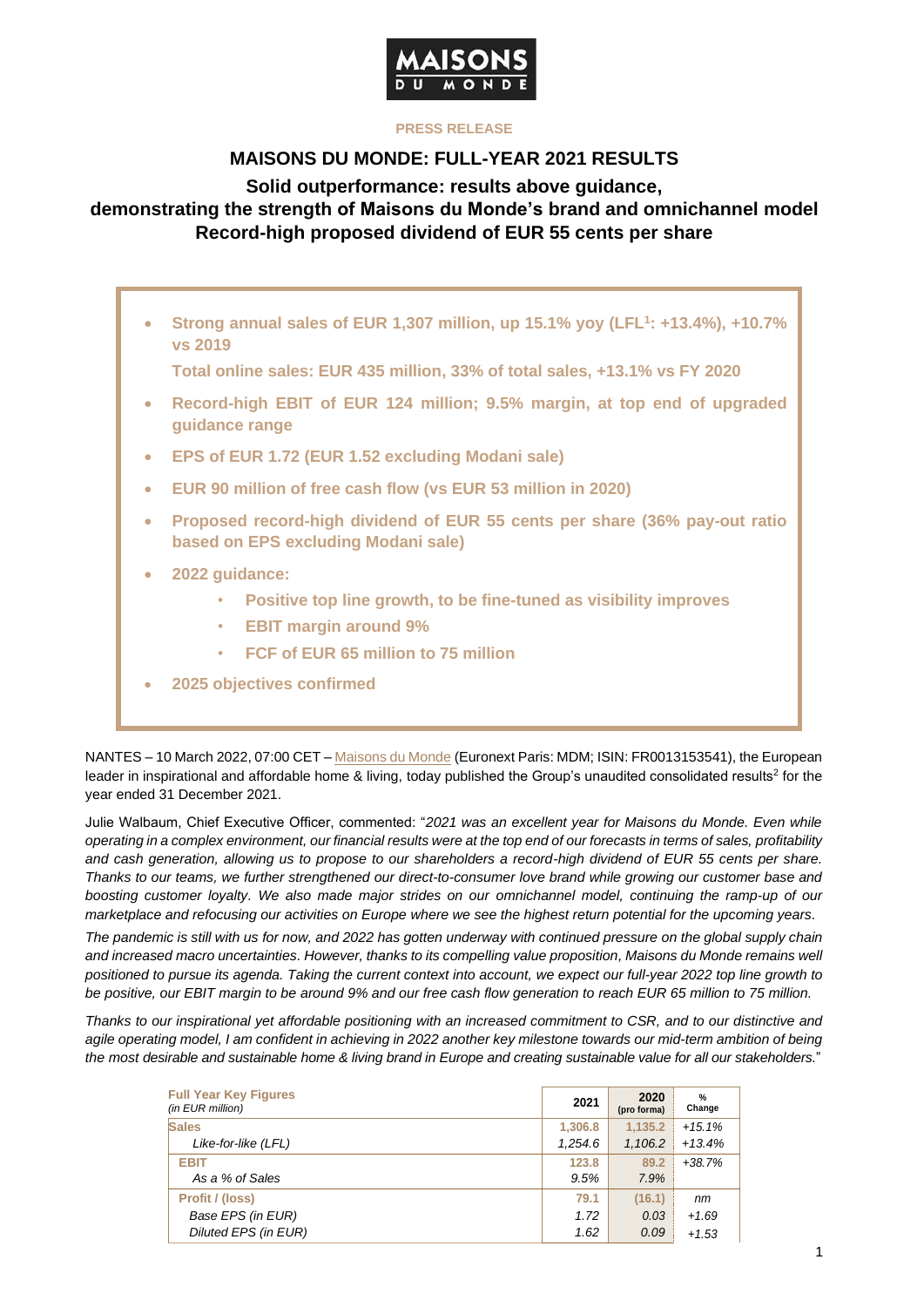**PRESS RELEASE**

# MAISONS DU MONDE: FULL-YEAR 2021 RESULTS

## Solid outperformance: results above guidance, demonstrating the strength of Maisons du Monde's brand and omnichannel model Record-high proposed dividend of EUR 55 cents per share

- **Strong annual sales of EUR 1,307 million, up 15.1% yoy (LFL[1]: +13.4%), +10.7% vs 2019**

  **Total online sales: EUR 435 million, 33% of total sales, +13.1% vs FY 2020**
- **Record-high EBIT of EUR 124 million; 9.5% margin, at top end of upgraded guidance range**
- **EPS of EUR 1.72 (EUR 1.52 excluding Modani sale)**
- **EUR 90 million of free cash flow (vs EUR 53 million in 2020)**
- **Proposed record-high dividend of EUR 55 cents per share (36% pay-out ratio based on EPS excluding Modani sale)**
- **2022 guidance:**
  - **Positive top line growth, to be fine-tuned as visibility improves**
  - **EBIT margin around 9%**
  - **FCF of EUR 65 million to 75 million**
- **2025 objectives confirmed**

NANTES – 10 March 2022, 07:00 CET – Maisons du Monde (Euronext Paris: MDM; ISIN: FR0013153541), the European leader in inspirational and affordable home & living, today published the Group's unaudited consolidated results[2] for the year ended 31 December 2021.

Julie Walbaum, Chief Executive Officer, commented: "*2021 was an excellent year for Maisons du Monde. Even while operating in a complex environment, our financial results were at the top end of our forecasts in terms of sales, profitability and cash generation, allowing us to propose to our shareholders a record-high dividend of EUR 55 cents per share. Thanks to our teams, we further strengthened our direct-to-consumer love brand while growing our customer base and boosting customer loyalty. We also made major strides on our omnichannel model, continuing the ramp-up of our marketplace and refocusing our activities on Europe where we see the highest return potential for the upcoming years.*

*The pandemic is still with us for now, and 2022 has gotten underway with continued pressure on the global supply chain and increased macro uncertainties. However, thanks to its compelling value proposition, Maisons du Monde remains well positioned to pursue its agenda. Taking the current context into account, we expect our full-year 2022 top line growth to be positive, our EBIT margin to be around 9% and our free cash flow generation to reach EUR 65 million to 75 million.*

*Thanks to our inspirational yet affordable positioning with an increased commitment to CSR, and to our distinctive and agile operating model, I am confident in achieving in 2022 another key milestone towards our mid-term ambition of being the most desirable and sustainable home & living brand in Europe and creating sustainable value for all our stakeholders.*"

| **Full Year Key Figures** *(in EUR million)* | 2021 | 2020 (pro forma) | % Change |
|---|---|---|---|
| **Sales** | 1,306.8 | 1,135.2 | *+15.1%* |
| *Like-for-like (LFL)* | *1,254.6* | *1,106.2* | *+13.4%* |
| **EBIT** | 123.8 | 89.2 | *+38.7%* |
| *As a % of Sales* | *9.5%* | *7.9%* | |
| **Profit / (loss)** | 79.1 | (16.1) | *nm* |
| *Base EPS (in EUR)* | *1.72* | *0.03* | *+1.69* |
| *Diluted EPS (in EUR)* | *1.62* | *0.09* | *+1.53* |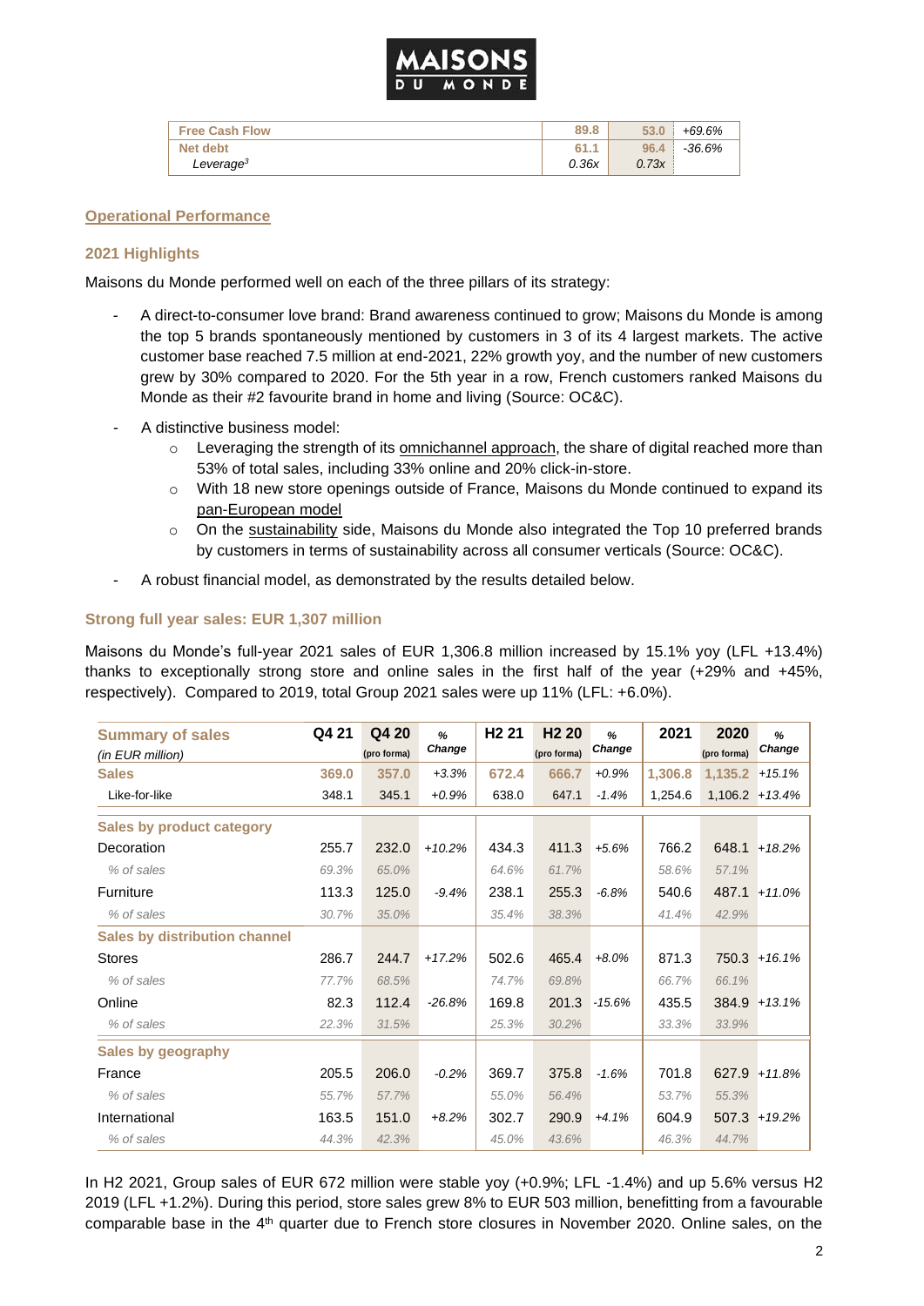| Free Cash Flow | 89.8 | 53.0 | +69.6% |
|---|---|---|---|
| Net debt | 61.1 | 96.4 | -36.6% |
| *Leverage*[3] | *0.36x* | *0.73x* | |

## Operational Performance

### 2021 Highlights

Maisons du Monde performed well on each of the three pillars of its strategy:

- A direct-to-consumer love brand: Brand awareness continued to grow; Maisons du Monde is among the top 5 brands spontaneously mentioned by customers in 3 of its 4 largest markets. The active customer base reached 7.5 million at end-2021, 22% growth yoy, and the number of new customers grew by 30% compared to 2020. For the 5th year in a row, French customers ranked Maisons du Monde as their #2 favourite brand in home and living (Source: OC&C).
- A distinctive business model:
  - Leveraging the strength of its omnichannel approach, the share of digital reached more than 53% of total sales, including 33% online and 20% click-in-store.
  - With 18 new store openings outside of France, Maisons du Monde continued to expand its pan-European model
  - On the sustainability side, Maisons du Monde also integrated the Top 10 preferred brands by customers in terms of sustainability across all consumer verticals (Source: OC&C).
- A robust financial model, as demonstrated by the results detailed below.

### Strong full year sales: EUR 1,307 million

Maisons du Monde's full-year 2021 sales of EUR 1,306.8 million increased by 15.1% yoy (LFL +13.4%) thanks to exceptionally strong store and online sales in the first half of the year (+29% and +45%, respectively). Compared to 2019, total Group 2021 sales were up 11% (LFL: +6.0%).

| Summary of sales *(in EUR million)* | Q4 21 | Q4 20 (pro forma) | % Change | H2 21 | H2 20 (pro forma) | % Change | 2021 | 2020 (pro forma) | % Change |
|---|---|---|---|---|---|---|---|---|---|
| **Sales** | **369.0** | **357.0** | *+3.3%* | **672.4** | **666.7** | *+0.9%* | **1,306.8** | **1,135.2** | *+15.1%* |
| Like-for-like | 348.1 | 345.1 | *+0.9%* | 638.0 | 647.1 | *-1.4%* | 1,254.6 | 1,106.2 | *+13.4%* |
| **Sales by product category** | | | | | | | | | |
| Decoration | 255.7 | 232.0 | *+10.2%* | 434.3 | 411.3 | *+5.6%* | 766.2 | 648.1 | *+18.2%* |
| *% of sales* | *69.3%* | *65.0%* | | *64.6%* | *61.7%* | | *58.6%* | *57.1%* | |
| Furniture | 113.3 | 125.0 | *-9.4%* | 238.1 | 255.3 | *-6.8%* | 540.6 | 487.1 | *+11.0%* |
| *% of sales* | *30.7%* | *35.0%* | | *35.4%* | *38.3%* | | *41.4%* | *42.9%* | |
| **Sales by distribution channel** | | | | | | | | | |
| Stores | 286.7 | 244.7 | *+17.2%* | 502.6 | 465.4 | *+8.0%* | 871.3 | 750.3 | *+16.1%* |
| *% of sales* | *77.7%* | *68.5%* | | *74.7%* | *69.8%* | | *66.7%* | *66.1%* | |
| Online | 82.3 | 112.4 | *-26.8%* | 169.8 | 201.3 | *-15.6%* | 435.5 | 384.9 | *+13.1%* |
| *% of sales* | *22.3%* | *31.5%* | | *25.3%* | *30.2%* | | *33.3%* | *33.9%* | |
| **Sales by geography** | | | | | | | | | |
| France | 205.5 | 206.0 | *-0.2%* | 369.7 | 375.8 | *-1.6%* | 701.8 | 627.9 | *+11.8%* |
| *% of sales* | *55.7%* | *57.7%* | | *55.0%* | *56.4%* | | *53.7%* | *55.3%* | |
| International | 163.5 | 151.0 | *+8.2%* | 302.7 | 290.9 | *+4.1%* | 604.9 | 507.3 | *+19.2%* |
| *% of sales* | *44.3%* | *42.3%* | | *45.0%* | *43.6%* | | *46.3%* | *44.7%* | |

In H2 2021, Group sales of EUR 672 million were stable yoy (+0.9%; LFL -1.4%) and up 5.6% versus H2 2019 (LFL +1.2%). During this period, store sales grew 8% to EUR 503 million, benefitting from a favourable comparable base in the 4th quarter due to French store closures in November 2020. Online sales, on the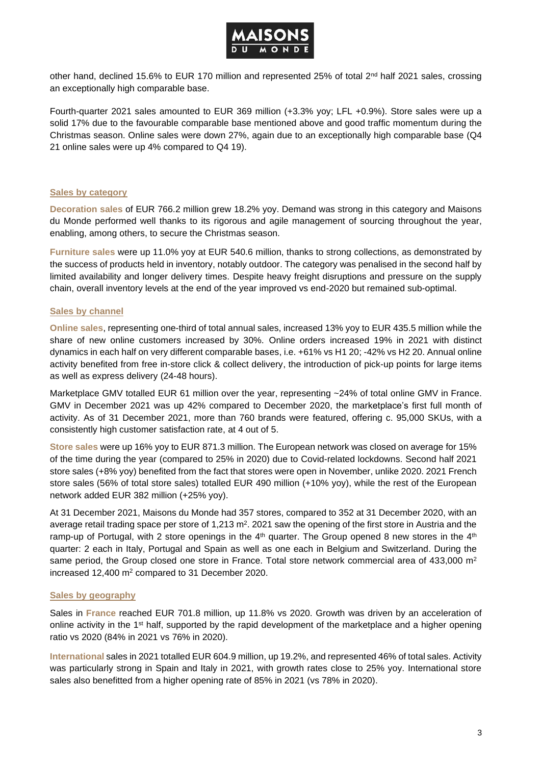other hand, declined 15.6% to EUR 170 million and represented 25% of total 2nd half 2021 sales, crossing an exceptionally high comparable base.

Fourth-quarter 2021 sales amounted to EUR 369 million (+3.3% yoy; LFL +0.9%). Store sales were up a solid 17% due to the favourable comparable base mentioned above and good traffic momentum during the Christmas season. Online sales were down 27%, again due to an exceptionally high comparable base (Q4 21 online sales were up 4% compared to Q4 19).

## Sales by category

**Decoration sales** of EUR 766.2 million grew 18.2% yoy. Demand was strong in this category and Maisons du Monde performed well thanks to its rigorous and agile management of sourcing throughout the year, enabling, among others, to secure the Christmas season.

**Furniture sales** were up 11.0% yoy at EUR 540.6 million, thanks to strong collections, as demonstrated by the success of products held in inventory, notably outdoor. The category was penalised in the second half by limited availability and longer delivery times. Despite heavy freight disruptions and pressure on the supply chain, overall inventory levels at the end of the year improved vs end-2020 but remained sub-optimal.

## Sales by channel

**Online sales**, representing one-third of total annual sales, increased 13% yoy to EUR 435.5 million while the share of new online customers increased by 30%. Online orders increased 19% in 2021 with distinct dynamics in each half on very different comparable bases, i.e. +61% vs H1 20; -42% vs H2 20. Annual online activity benefited from free in-store click & collect delivery, the introduction of pick-up points for large items as well as express delivery (24-48 hours).

Marketplace GMV totalled EUR 61 million over the year, representing ~24% of total online GMV in France. GMV in December 2021 was up 42% compared to December 2020, the marketplace's first full month of activity. As of 31 December 2021, more than 760 brands were featured, offering c. 95,000 SKUs, with a consistently high customer satisfaction rate, at 4 out of 5.

**Store sales** were up 16% yoy to EUR 871.3 million. The European network was closed on average for 15% of the time during the year (compared to 25% in 2020) due to Covid-related lockdowns. Second half 2021 store sales (+8% yoy) benefited from the fact that stores were open in November, unlike 2020. 2021 French store sales (56% of total store sales) totalled EUR 490 million (+10% yoy), while the rest of the European network added EUR 382 million (+25% yoy).

At 31 December 2021, Maisons du Monde had 357 stores, compared to 352 at 31 December 2020, with an average retail trading space per store of 1,213 $m^2$. 2021 saw the opening of the first store in Austria and the ramp-up of Portugal, with 2 store openings in the 4th quarter. The Group opened 8 new stores in the 4th quarter: 2 each in Italy, Portugal and Spain as well as one each in Belgium and Switzerland. During the same period, the Group closed one store in France. Total store network commercial area of 433,000 $m^2$ increased 12,400 $m^2$ compared to 31 December 2020.

## Sales by geography

Sales in **France** reached EUR 701.8 million, up 11.8% vs 2020. Growth was driven by an acceleration of online activity in the 1st half, supported by the rapid development of the marketplace and a higher opening ratio vs 2020 (84% in 2021 vs 76% in 2020).

**International** sales in 2021 totalled EUR 604.9 million, up 19.2%, and represented 46% of total sales. Activity was particularly strong in Spain and Italy in 2021, with growth rates close to 25% yoy. International store sales also benefitted from a higher opening rate of 85% in 2021 (vs 78% in 2020).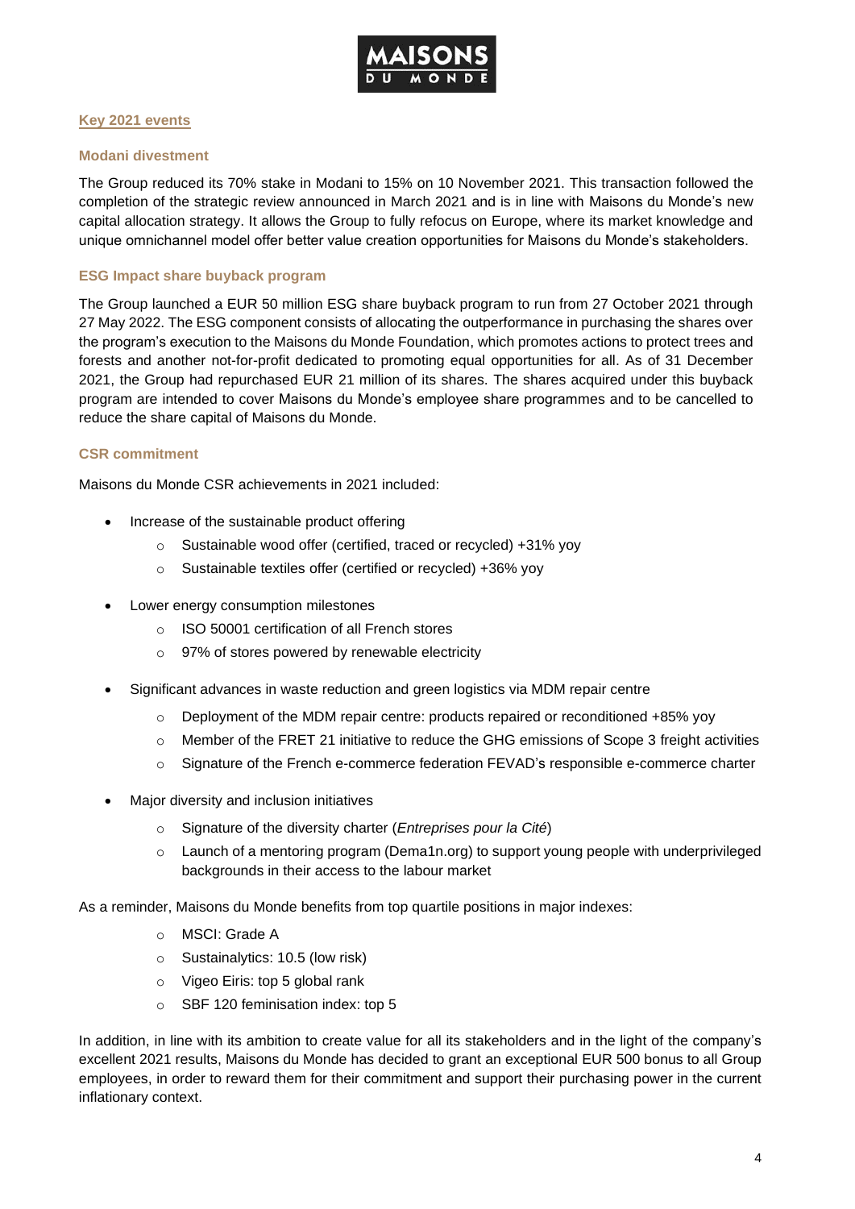## Key 2021 events

### Modani divestment

The Group reduced its 70% stake in Modani to 15% on 10 November 2021. This transaction followed the completion of the strategic review announced in March 2021 and is in line with Maisons du Monde's new capital allocation strategy. It allows the Group to fully refocus on Europe, where its market knowledge and unique omnichannel model offer better value creation opportunities for Maisons du Monde's stakeholders.

### ESG Impact share buyback program

The Group launched a EUR 50 million ESG share buyback program to run from 27 October 2021 through 27 May 2022. The ESG component consists of allocating the outperformance in purchasing the shares over the program's execution to the Maisons du Monde Foundation, which promotes actions to protect trees and forests and another not-for-profit dedicated to promoting equal opportunities for all. As of 31 December 2021, the Group had repurchased EUR 21 million of its shares. The shares acquired under this buyback program are intended to cover Maisons du Monde's employee share programmes and to be cancelled to reduce the share capital of Maisons du Monde.

### CSR commitment

Maisons du Monde CSR achievements in 2021 included:

- Increase of the sustainable product offering
  - Sustainable wood offer (certified, traced or recycled) +31% yoy
  - Sustainable textiles offer (certified or recycled) +36% yoy
- Lower energy consumption milestones
  - ISO 50001 certification of all French stores
  - 97% of stores powered by renewable electricity
- Significant advances in waste reduction and green logistics via MDM repair centre
  - Deployment of the MDM repair centre: products repaired or reconditioned +85% yoy
  - Member of the FRET 21 initiative to reduce the GHG emissions of Scope 3 freight activities
  - Signature of the French e-commerce federation FEVAD's responsible e-commerce charter
- Major diversity and inclusion initiatives
  - Signature of the diversity charter (*Entreprises pour la Cité*)
  - Launch of a mentoring program (Dema1n.org) to support young people with underprivileged backgrounds in their access to the labour market

As a reminder, Maisons du Monde benefits from top quartile positions in major indexes:

- MSCI: Grade A
- Sustainalytics: 10.5 (low risk)
- Vigeo Eiris: top 5 global rank
- SBF 120 feminisation index: top 5

In addition, in line with its ambition to create value for all its stakeholders and in the light of the company's excellent 2021 results, Maisons du Monde has decided to grant an exceptional EUR 500 bonus to all Group employees, in order to reward them for their commitment and support their purchasing power in the current inflationary context.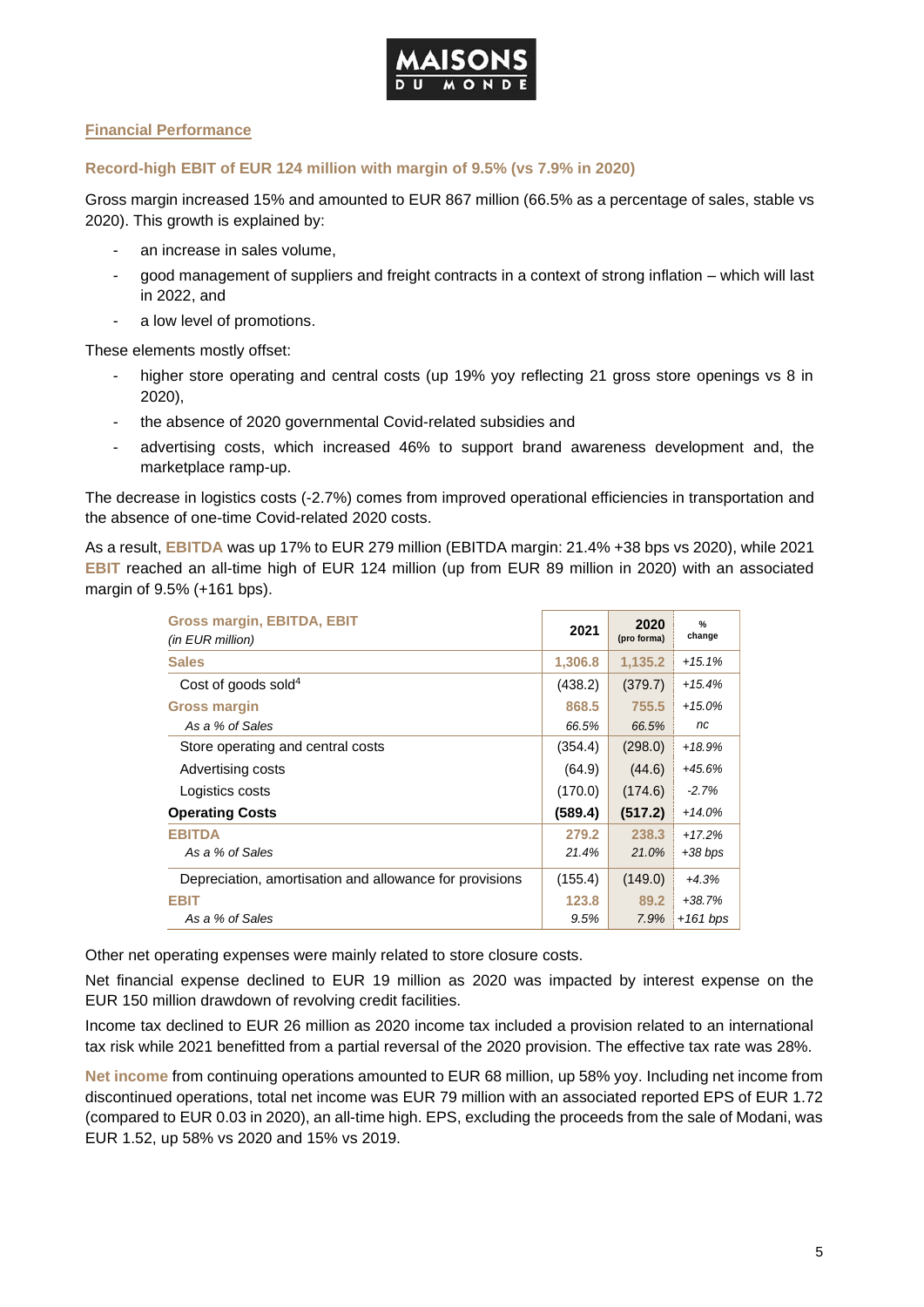## Financial Performance

### Record-high EBIT of EUR 124 million with margin of 9.5% (vs 7.9% in 2020)

Gross margin increased 15% and amounted to EUR 867 million (66.5% as a percentage of sales, stable vs 2020). This growth is explained by:

- an increase in sales volume,
- good management of suppliers and freight contracts in a context of strong inflation – which will last in 2022, and
- a low level of promotions.

These elements mostly offset:

- higher store operating and central costs (up 19% yoy reflecting 21 gross store openings vs 8 in 2020),
- the absence of 2020 governmental Covid-related subsidies and
- advertising costs, which increased 46% to support brand awareness development and, the marketplace ramp-up.

The decrease in logistics costs (-2.7%) comes from improved operational efficiencies in transportation and the absence of one-time Covid-related 2020 costs.

As a result, **EBITDA** was up 17% to EUR 279 million (EBITDA margin: 21.4% +38 bps vs 2020), while 2021 **EBIT** reached an all-time high of EUR 124 million (up from EUR 89 million in 2020) with an associated margin of 9.5% (+161 bps).

| **Gross margin, EBITDA, EBIT** *(in EUR million)* | **2021** | **2020** (pro forma) | **% change** |
|---|---|---|---|
| **Sales** | **1,306.8** | **1,135.2** | *+15.1%* |
| Cost of goods sold[4] | (438.2) | (379.7) | *+15.4%* |
| **Gross margin** | **868.5** | **755.5** | *+15.0%* |
| *As a % of Sales* | *66.5%* | *66.5%* | *nc* |
| Store operating and central costs | (354.4) | (298.0) | *+18.9%* |
| Advertising costs | (64.9) | (44.6) | *+45.6%* |
| Logistics costs | (170.0) | (174.6) | *-2.7%* |
| **Operating Costs** | **(589.4)** | **(517.2)** | *+14.0%* |
| **EBITDA** | **279.2** | **238.3** | *+17.2%* |
| *As a % of Sales* | *21.4%* | *21.0%* | *+38 bps* |
| Depreciation, amortisation and allowance for provisions | (155.4) | (149.0) | *+4.3%* |
| **EBIT** | **123.8** | **89.2** | *+38.7%* |
| *As a % of Sales* | *9.5%* | *7.9%* | *+161 bps* |

Other net operating expenses were mainly related to store closure costs.

Net financial expense declined to EUR 19 million as 2020 was impacted by interest expense on the EUR 150 million drawdown of revolving credit facilities.

Income tax declined to EUR 26 million as 2020 income tax included a provision related to an international tax risk while 2021 benefitted from a partial reversal of the 2020 provision. The effective tax rate was 28%.

**Net income** from continuing operations amounted to EUR 68 million, up 58% yoy. Including net income from discontinued operations, total net income was EUR 79 million with an associated reported EPS of EUR 1.72 (compared to EUR 0.03 in 2020), an all-time high. EPS, excluding the proceeds from the sale of Modani, was EUR 1.52, up 58% vs 2020 and 15% vs 2019.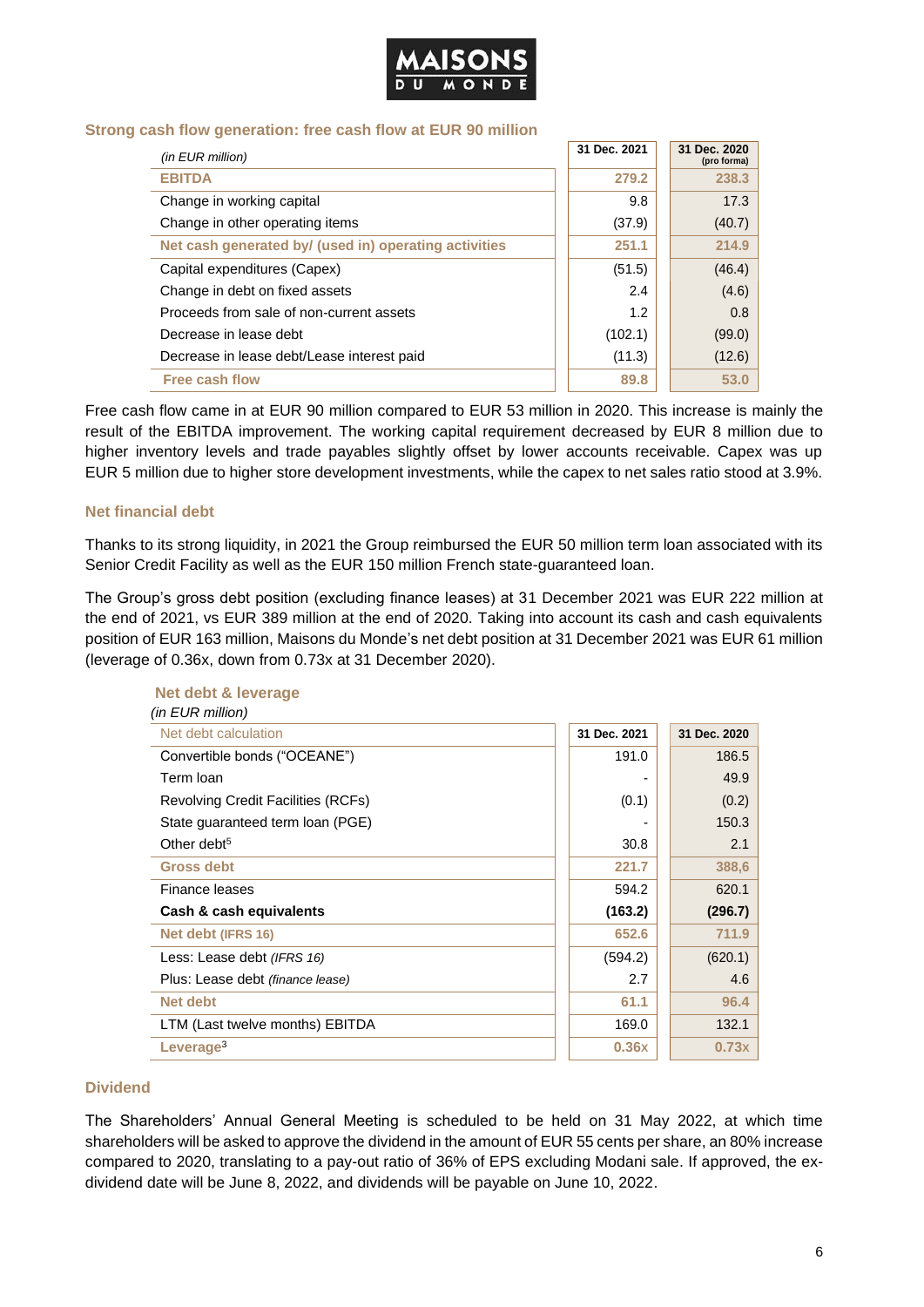### Strong cash flow generation: free cash flow at EUR 90 million

| *(in EUR million)* | 31 Dec. 2021 | 31 Dec. 2020 (pro forma) |
|---|---|---|
| **EBITDA** | **279.2** | **238.3** |
| Change in working capital | 9.8 | 17.3 |
| Change in other operating items | (37.9) | (40.7) |
| **Net cash generated by/ (used in) operating activities** | **251.1** | **214.9** |
| Capital expenditures (Capex) | (51.5) | (46.4) |
| Change in debt on fixed assets | 2.4 | (4.6) |
| Proceeds from sale of non-current assets | 1.2 | 0.8 |
| Decrease in lease debt | (102.1) | (99.0) |
| Decrease in lease debt/Lease interest paid | (11.3) | (12.6) |
| **Free cash flow** | **89.8** | **53.0** |

Free cash flow came in at EUR 90 million compared to EUR 53 million in 2020. This increase is mainly the result of the EBITDA improvement. The working capital requirement decreased by EUR 8 million due to higher inventory levels and trade payables slightly offset by lower accounts receivable. Capex was up EUR 5 million due to higher store development investments, while the capex to net sales ratio stood at 3.9%.

### Net financial debt

Thanks to its strong liquidity, in 2021 the Group reimbursed the EUR 50 million term loan associated with its Senior Credit Facility as well as the EUR 150 million French state-guaranteed loan.

The Group's gross debt position (excluding finance leases) at 31 December 2021 was EUR 222 million at the end of 2021, vs EUR 389 million at the end of 2020. Taking into account its cash and cash equivalents position of EUR 163 million, Maisons du Monde's net debt position at 31 December 2021 was EUR 61 million (leverage of 0.36x, down from 0.73x at 31 December 2020).

**Net debt & leverage**

*(in EUR million)*

| Net debt calculation | 31 Dec. 2021 | 31 Dec. 2020 |
|---|---|---|
| Convertible bonds ("OCEANE") | 191.0 | 186.5 |
| Term loan | - | 49.9 |
| Revolving Credit Facilities (RCFs) | (0.1) | (0.2) |
| State guaranteed term loan (PGE) | - | 150.3 |
| Other debt[5] | 30.8 | 2.1 |
| **Gross debt** | **221.7** | **388,6** |
| Finance leases | 594.2 | 620.1 |
| **Cash & cash equivalents** | **(163.2)** | **(296.7)** |
| **Net debt (IFRS 16)** | **652.6** | **711.9** |
| Less: Lease debt *(IFRS 16)* | (594.2) | (620.1) |
| Plus: Lease debt *(finance lease)* | 2.7 | 4.6 |
| **Net debt** | **61.1** | **96.4** |
| LTM (Last twelve months) EBITDA | 169.0 | 132.1 |
| **Leverage[3]** | **0.36x** | **0.73x** |

### Dividend

The Shareholders' Annual General Meeting is scheduled to be held on 31 May 2022, at which time shareholders will be asked to approve the dividend in the amount of EUR 55 cents per share, an 80% increase compared to 2020, translating to a pay-out ratio of 36% of EPS excluding Modani sale. If approved, the ex-dividend date will be June 8, 2022, and dividends will be payable on June 10, 2022.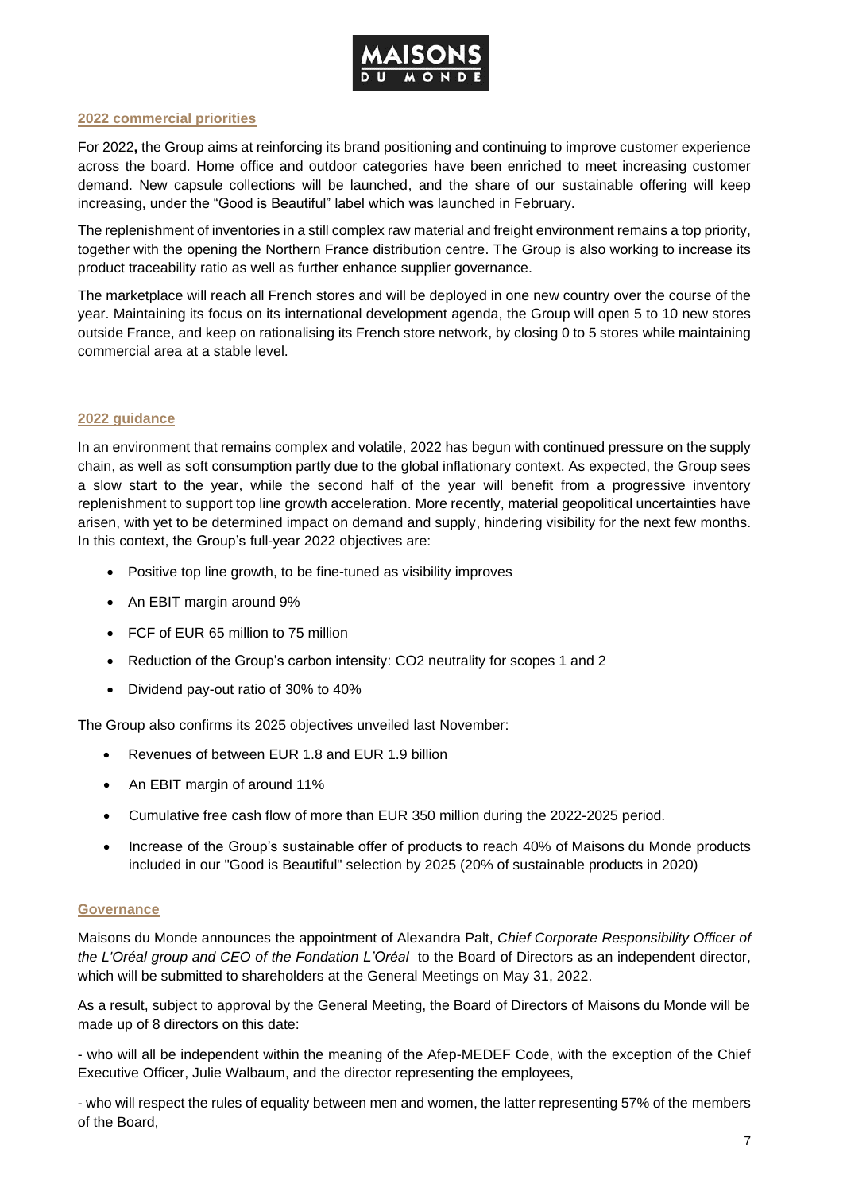## 2022 commercial priorities

For 2022**,** the Group aims at reinforcing its brand positioning and continuing to improve customer experience across the board. Home office and outdoor categories have been enriched to meet increasing customer demand. New capsule collections will be launched, and the share of our sustainable offering will keep increasing, under the "Good is Beautiful" label which was launched in February.

The replenishment of inventories in a still complex raw material and freight environment remains a top priority, together with the opening the Northern France distribution centre. The Group is also working to increase its product traceability ratio as well as further enhance supplier governance.

The marketplace will reach all French stores and will be deployed in one new country over the course of the year. Maintaining its focus on its international development agenda, the Group will open 5 to 10 new stores outside France, and keep on rationalising its French store network, by closing 0 to 5 stores while maintaining commercial area at a stable level.

## 2022 guidance

In an environment that remains complex and volatile, 2022 has begun with continued pressure on the supply chain, as well as soft consumption partly due to the global inflationary context. As expected, the Group sees a slow start to the year, while the second half of the year will benefit from a progressive inventory replenishment to support top line growth acceleration. More recently, material geopolitical uncertainties have arisen, with yet to be determined impact on demand and supply, hindering visibility for the next few months. In this context, the Group's full-year 2022 objectives are:

- Positive top line growth, to be fine-tuned as visibility improves
- An EBIT margin around 9%
- FCF of EUR 65 million to 75 million
- Reduction of the Group's carbon intensity: $CO_2$ neutrality for scopes 1 and 2
- Dividend pay-out ratio of 30% to 40%

The Group also confirms its 2025 objectives unveiled last November:

- Revenues of between EUR 1.8 and EUR 1.9 billion
- An EBIT margin of around 11%
- Cumulative free cash flow of more than EUR 350 million during the 2022-2025 period.
- Increase of the Group's sustainable offer of products to reach 40% of Maisons du Monde products included in our "Good is Beautiful" selection by 2025 (20% of sustainable products in 2020)

## Governance

Maisons du Monde announces the appointment of Alexandra Palt, *Chief Corporate Responsibility Officer of the L'Oréal group and CEO of the Fondation L'Oréal* to the Board of Directors as an independent director, which will be submitted to shareholders at the General Meetings on May 31, 2022.

As a result, subject to approval by the General Meeting, the Board of Directors of Maisons du Monde will be made up of 8 directors on this date:

- who will all be independent within the meaning of the Afep-MEDEF Code, with the exception of the Chief Executive Officer, Julie Walbaum, and the director representing the employees,

- who will respect the rules of equality between men and women, the latter representing 57% of the members of the Board,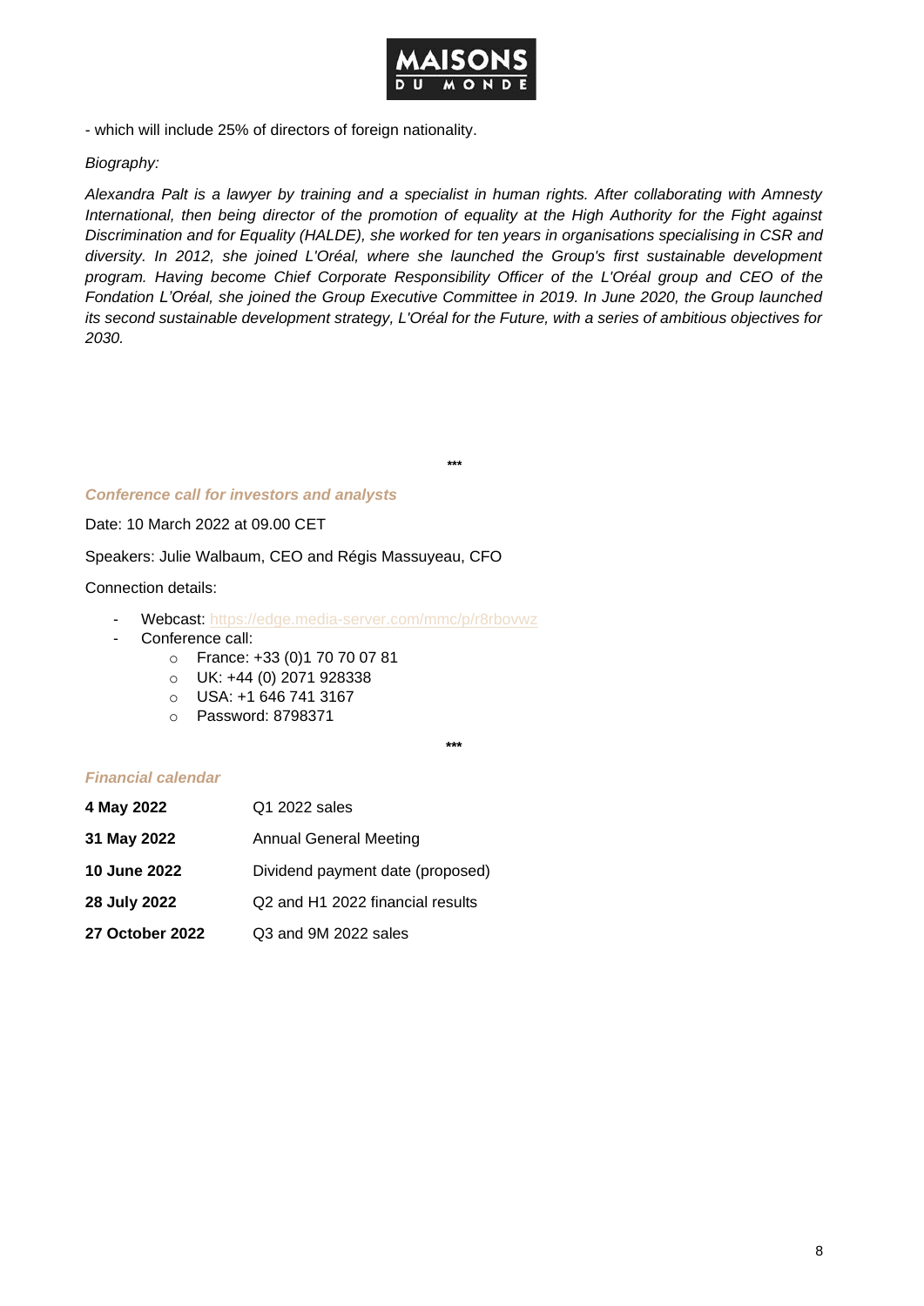- which will include 25% of directors of foreign nationality.

*Biography:*

*Alexandra Palt is a lawyer by training and a specialist in human rights. After collaborating with Amnesty International, then being director of the promotion of equality at the High Authority for the Fight against Discrimination and for Equality (HALDE), she worked for ten years in organisations specialising in CSR and diversity. In 2012, she joined L'Oréal, where she launched the Group's first sustainable development program. Having become Chief Corporate Responsibility Officer of the L'Oréal group and CEO of the Fondation L'Oréal, she joined the Group Executive Committee in 2019. In June 2020, the Group launched its second sustainable development strategy, L'Oréal for the Future, with a series of ambitious objectives for 2030.*

***

### *Conference call for investors and analysts*

Date: 10 March 2022 at 09.00 CET

Speakers: Julie Walbaum, CEO and Régis Massuyeau, CFO

Connection details:

- Webcast: https://edge.media-server.com/mmc/p/r8rbovwz
- Conference call:
  - France: +33 (0)1 70 70 07 81
  - UK: +44 (0) 2071 928338
  - USA: +1 646 741 3167
  - Password: 8798371

***

### *Financial calendar*

| | |
|---|---|
| **4 May 2022** | Q1 2022 sales |
| **31 May 2022** | Annual General Meeting |
| **10 June 2022** | Dividend payment date (proposed) |
| **28 July 2022** | Q2 and H1 2022 financial results |
| **27 October 2022** | Q3 and 9M 2022 sales |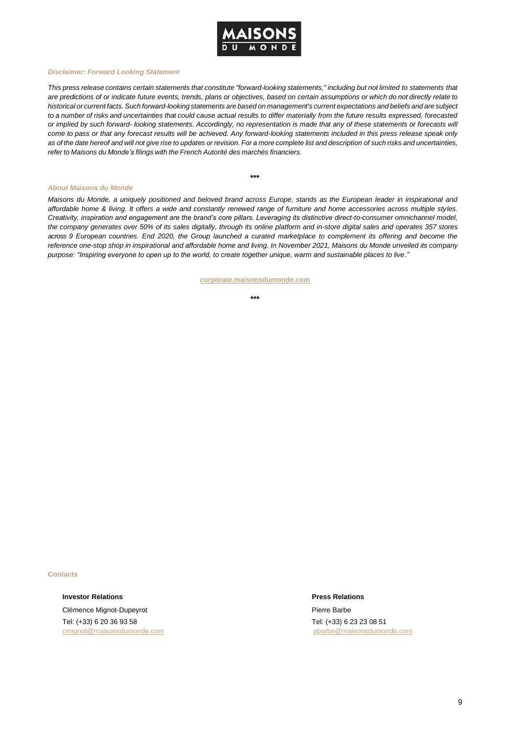***Disclaimer: Forward Looking Statement***

*This press release contains certain statements that constitute "forward-looking statements," including but not limited to statements that are predictions of or indicate future events, trends, plans or objectives, based on certain assumptions or which do not directly relate to historical or current facts. Such forward-looking statements are based on management's current expectations and beliefs and are subject to a number of risks and uncertainties that could cause actual results to differ materially from the future results expressed, forecasted or implied by such forward- looking statements. Accordingly, no representation is made that any of these statements or forecasts will come to pass or that any forecast results will be achieved. Any forward-looking statements included in this press release speak only as of the date hereof and will not give rise to updates or revision. For a more complete list and description of such risks and uncertainties, refer to Maisons du Monde's filings with the French Autorité des marchés financiers.*

***

***About Maisons du Monde***

*Maisons du Monde, a uniquely positioned and beloved brand across Europe, stands as the European leader in inspirational and affordable home & living. It offers a wide and constantly renewed range of furniture and home accessories across multiple styles. Creativity, inspiration and engagement are the brand's core pillars. Leveraging its distinctive direct-to-consumer omnichannel model, the company generates over 50% of its sales digitally, through its online platform and in-store digital sales and operates 357 stores across 9 European countries. End 2020, the Group launched a curated marketplace to complement its offering and become the reference one-stop shop in inspirational and affordable home and living. In November 2021, Maisons du Monde unveiled its company purpose: "Inspiring everyone to open up to the world, to create together unique, warm and sustainable places to live."*

**corporate.maisonsdumonde.com**

***

**Contacts**

**Investor Relations**

Clémence Mignot-Dupeyrot
Tel: (+33) 6 20 36 93 58
cmignot@maisonsdumonde.com

**Press Relations**

Pierre Barbe
Tel: (+33) 6 23 23 08 51
pbarbe@maisonsdumonde.com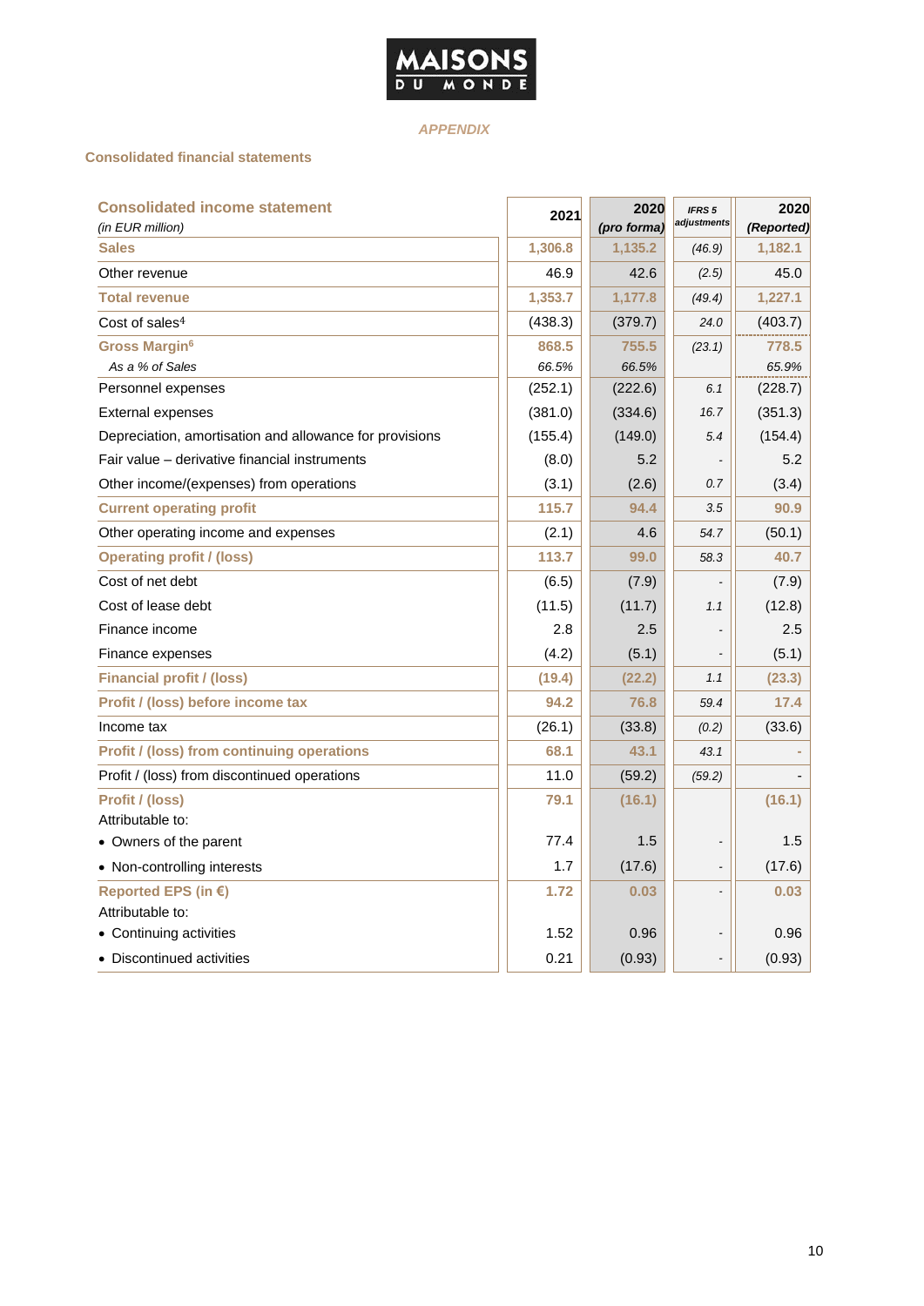MAISONS DU MONDE

*APPENDIX*

## Consolidated financial statements

| **Consolidated income statement** *(in EUR million)* | **2021** | **2020** *(pro forma)* | *IFRS 5 adjustments* | **2020** *(Reported)* |
|---|---|---|---|---|
| **Sales** | **1,306.8** | **1,135.2** | *(46.9)* | **1,182.1** |
| Other revenue | 46.9 | 42.6 | *(2.5)* | 45.0 |
| **Total revenue** | **1,353.7** | **1,177.8** | *(49.4)* | **1,227.1** |
| Cost of sales[4] | (438.3) | (379.7) | *24.0* | (403.7) |
| **Gross Margin[6]** | **868.5** | **755.5** | *(23.1)* | **778.5** |
| *As a % of Sales* | *66.5%* | *66.5%* | | *65.9%* |
| Personnel expenses | (252.1) | (222.6) | *6.1* | (228.7) |
| External expenses | (381.0) | (334.6) | *16.7* | (351.3) |
| Depreciation, amortisation and allowance for provisions | (155.4) | (149.0) | *5.4* | (154.4) |
| Fair value – derivative financial instruments | (8.0) | 5.2 | - | 5.2 |
| Other income/(expenses) from operations | (3.1) | (2.6) | *0.7* | (3.4) |
| **Current operating profit** | **115.7** | **94.4** | *3.5* | **90.9** |
| Other operating income and expenses | (2.1) | 4.6 | *54.7* | (50.1) |
| **Operating profit / (loss)** | **113.7** | **99.0** | *58.3* | **40.7** |
| Cost of net debt | (6.5) | (7.9) | - | (7.9) |
| Cost of lease debt | (11.5) | (11.7) | *1.1* | (12.8) |
| Finance income | 2.8 | 2.5 | - | 2.5 |
| Finance expenses | (4.2) | (5.1) | - | (5.1) |
| **Financial profit / (loss)** | **(19.4)** | **(22.2)** | *1.1* | **(23.3)** |
| **Profit / (loss) before income tax** | **94.2** | **76.8** | *59.4* | **17.4** |
| Income tax | (26.1) | (33.8) | *(0.2)* | (33.6) |
| **Profit / (loss) from continuing operations** | **68.1** | **43.1** | *43.1* | **-** |
| Profit / (loss) from discontinued operations | 11.0 | (59.2) | *(59.2)* | - |
| **Profit / (loss)** | **79.1** | **(16.1)** | | **(16.1)** |
| Attributable to: | | | | |
| • Owners of the parent | 77.4 | 1.5 | - | 1.5 |
| • Non-controlling interests | 1.7 | (17.6) | - | (17.6) |
| **Reported EPS (in €)** | **1.72** | **0.03** | - | **0.03** |
| Attributable to: | | | | |
| • Continuing activities | 1.52 | 0.96 | - | 0.96 |
| • Discontinued activities | 0.21 | (0.93) | - | (0.93) |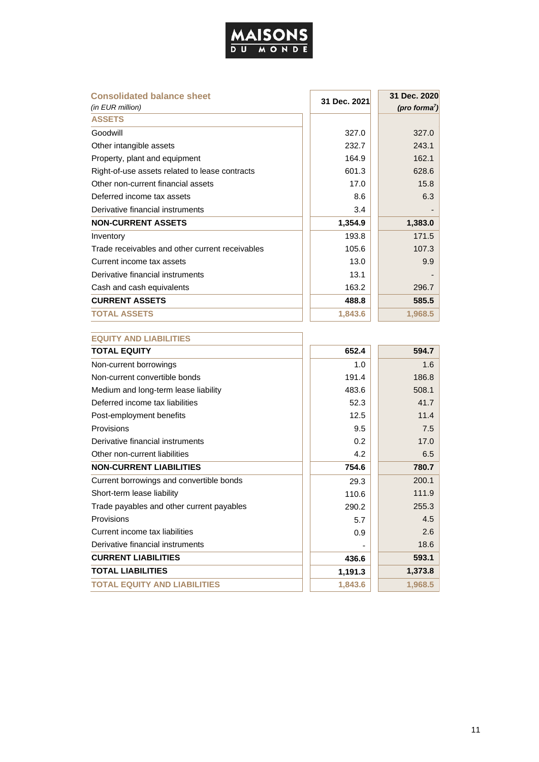**Consolidated balance sheet**

*(in EUR million)*

| | 31 Dec. 2021 | 31 Dec. 2020 *(pro forma[7])* |
|---|---|---|
| **ASSETS** | | |
| Goodwill | 327.0 | 327.0 |
| Other intangible assets | 232.7 | 243.1 |
| Property, plant and equipment | 164.9 | 162.1 |
| Right-of-use assets related to lease contracts | 601.3 | 628.6 |
| Other non-current financial assets | 17.0 | 15.8 |
| Deferred income tax assets | 8.6 | 6.3 |
| Derivative financial instruments | 3.4 | - |
| **NON-CURRENT ASSETS** | **1,354.9** | **1,383.0** |
| Inventory | 193.8 | 171.5 |
| Trade receivables and other current receivables | 105.6 | 107.3 |
| Current income tax assets | 13.0 | 9.9 |
| Derivative financial instruments | 13.1 | - |
| Cash and cash equivalents | 163.2 | 296.7 |
| **CURRENT ASSETS** | **488.8** | **585.5** |
| **TOTAL ASSETS** | **1,843.6** | **1,968.5** |
| **EQUITY AND LIABILITIES** | | |
| **TOTAL EQUITY** | **652.4** | **594.7** |
| Non-current borrowings | 1.0 | 1.6 |
| Non-current convertible bonds | 191.4 | 186.8 |
| Medium and long-term lease liability | 483.6 | 508.1 |
| Deferred income tax liabilities | 52.3 | 41.7 |
| Post-employment benefits | 12.5 | 11.4 |
| Provisions | 9.5 | 7.5 |
| Derivative financial instruments | 0.2 | 17.0 |
| Other non-current liabilities | 4.2 | 6.5 |
| **NON-CURRENT LIABILITIES** | **754.6** | **780.7** |
| Current borrowings and convertible bonds | 29.3 | 200.1 |
| Short-term lease liability | 110.6 | 111.9 |
| Trade payables and other current payables | 290.2 | 255.3 |
| Provisions | 5.7 | 4.5 |
| Current income tax liabilities | 0.9 | 2.6 |
| Derivative financial instruments | - | 18.6 |
| **CURRENT LIABILITIES** | **436.6** | **593.1** |
| **TOTAL LIABILITIES** | **1,191.3** | **1,373.8** |
| **TOTAL EQUITY AND LIABILITIES** | **1,843.6** | **1,968.5** |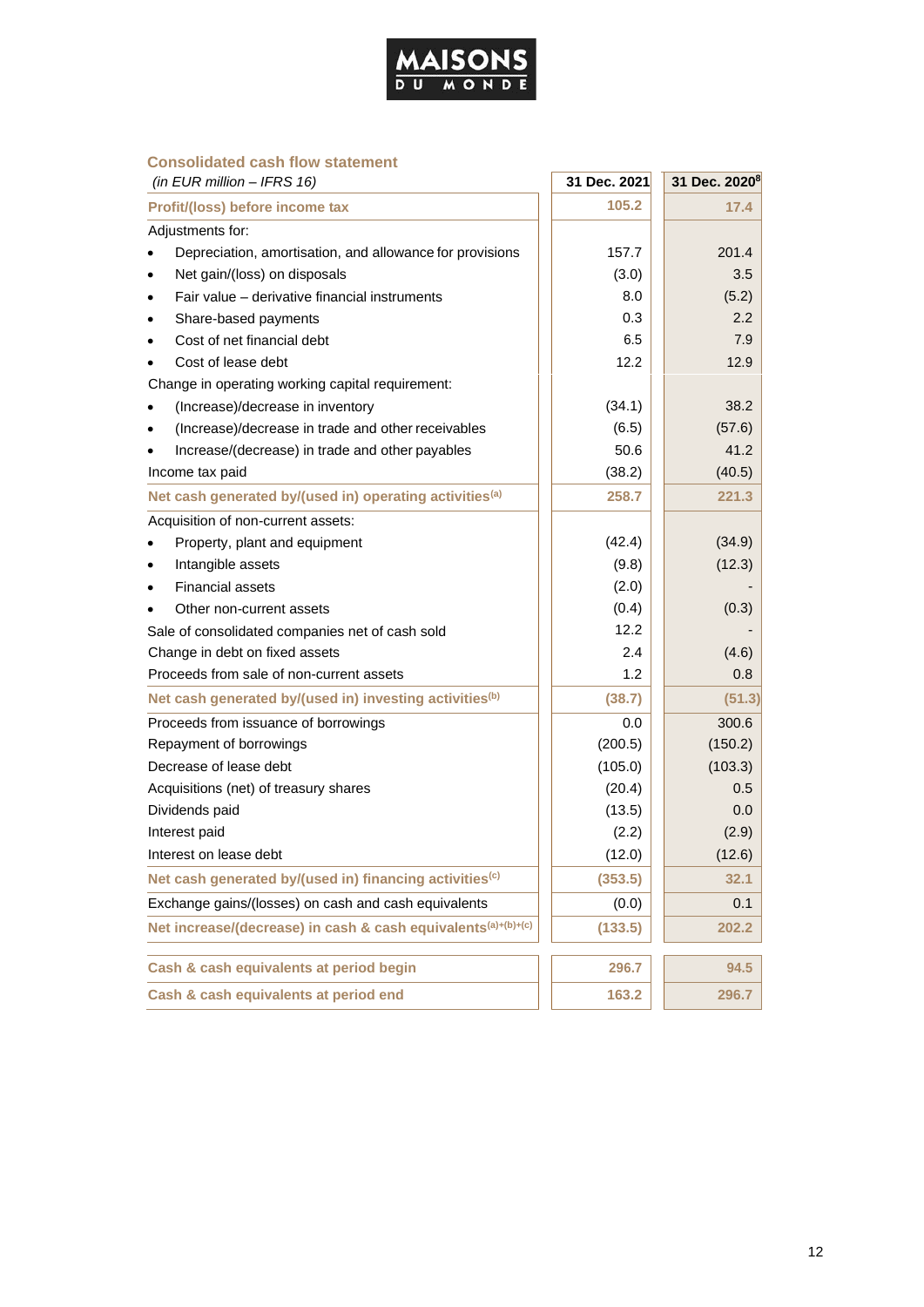### Consolidated cash flow statement

| *(in EUR million – IFRS 16)* | 31 Dec. 2021 | 31 Dec. 2020[8] |
|---|---|---|
| **Profit/(loss) before income tax** | **105.2** | **17.4** |
| Adjustments for: | | |
| • Depreciation, amortisation, and allowance for provisions | 157.7 | 201.4 |
| • Net gain/(loss) on disposals | (3.0) | 3.5 |
| • Fair value – derivative financial instruments | 8.0 | (5.2) |
| • Share-based payments | 0.3 | 2.2 |
| • Cost of net financial debt | 6.5 | 7.9 |
| • Cost of lease debt | 12.2 | 12.9 |
| Change in operating working capital requirement: | | |
| • (Increase)/decrease in inventory | (34.1) | 38.2 |
| • (Increase)/decrease in trade and other receivables | (6.5) | (57.6) |
| • Increase/(decrease) in trade and other payables | 50.6 | 41.2 |
| Income tax paid | (38.2) | (40.5) |
| **Net cash generated by/(used in) operating activities[(a)]** | **258.7** | **221.3** |
| Acquisition of non-current assets: | | |
| • Property, plant and equipment | (42.4) | (34.9) |
| • Intangible assets | (9.8) | (12.3) |
| • Financial assets | (2.0) | - |
| • Other non-current assets | (0.4) | (0.3) |
| Sale of consolidated companies net of cash sold | 12.2 | - |
| Change in debt on fixed assets | 2.4 | (4.6) |
| Proceeds from sale of non-current assets | 1.2 | 0.8 |
| **Net cash generated by/(used in) investing activities[(b)]** | **(38.7)** | **(51.3)** |
| Proceeds from issuance of borrowings | 0.0 | 300.6 |
| Repayment of borrowings | (200.5) | (150.2) |
| Decrease of lease debt | (105.0) | (103.3) |
| Acquisitions (net) of treasury shares | (20.4) | 0.5 |
| Dividends paid | (13.5) | 0.0 |
| Interest paid | (2.2) | (2.9) |
| Interest on lease debt | (12.0) | (12.6) |
| **Net cash generated by/(used in) financing activities[(c)]** | **(353.5)** | **32.1** |
| Exchange gains/(losses) on cash and cash equivalents | (0.0) | 0.1 |
| **Net increase/(decrease) in cash & cash equivalents[(a)+(b)+(c)]** | **(133.5)** | **202.2** |
| | | |
| **Cash & cash equivalents at period begin** | **296.7** | **94.5** |
| **Cash & cash equivalents at period end** | **163.2** | **296.7** |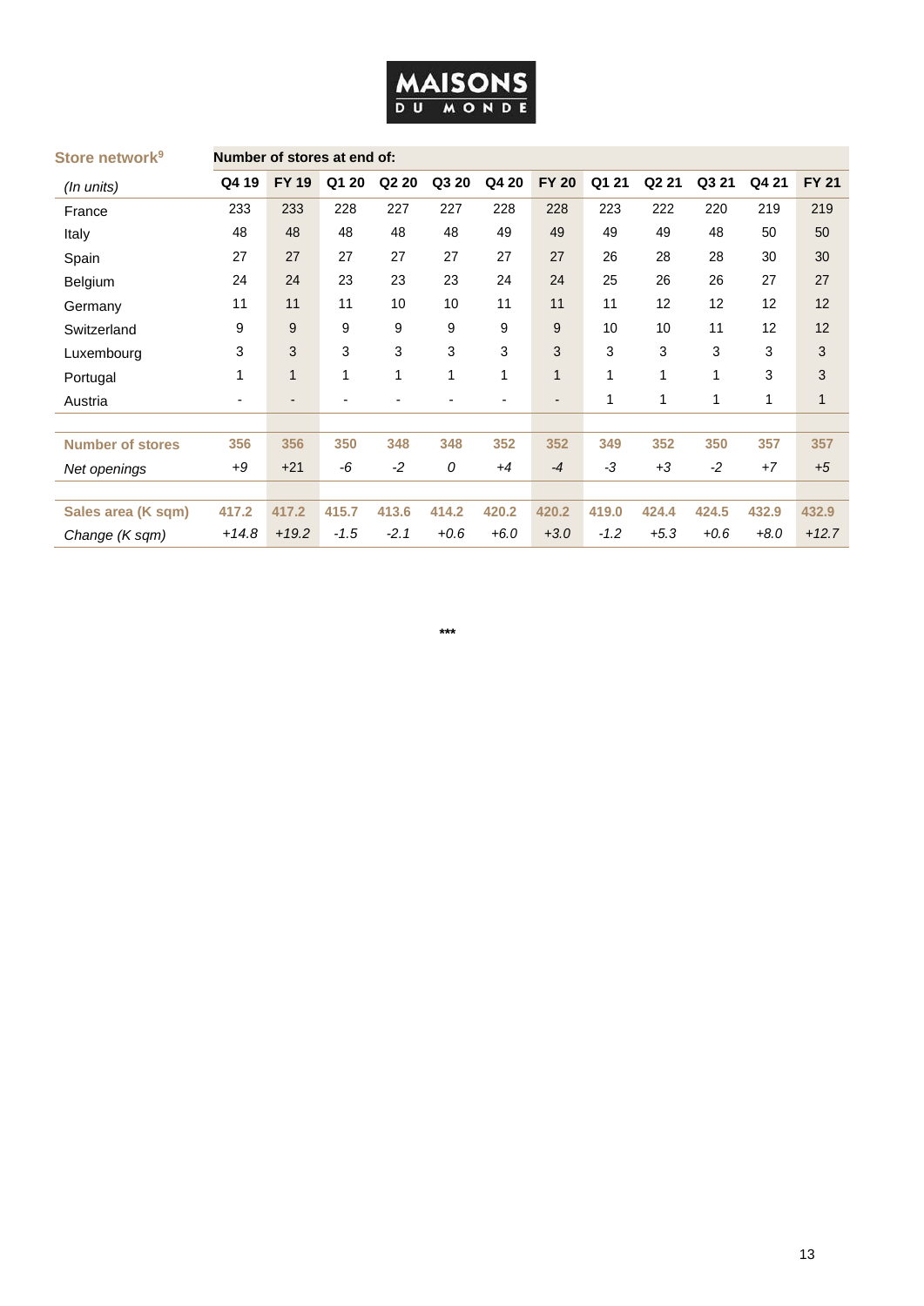MAISONS DU MONDE

| Store network[9] | Number of stores at end of: | | | | | | | | | | | |
|---|---|---|---|---|---|---|---|---|---|---|---|---|
| *(In units)* | Q4 19 | FY 19 | Q1 20 | Q2 20 | Q3 20 | Q4 20 | FY 20 | Q1 21 | Q2 21 | Q3 21 | Q4 21 | FY 21 |
| France | 233 | 233 | 228 | 227 | 227 | 228 | 228 | 223 | 222 | 220 | 219 | 219 |
| Italy | 48 | 48 | 48 | 48 | 48 | 49 | 49 | 49 | 49 | 48 | 50 | 50 |
| Spain | 27 | 27 | 27 | 27 | 27 | 27 | 27 | 26 | 28 | 28 | 30 | 30 |
| Belgium | 24 | 24 | 23 | 23 | 23 | 24 | 24 | 25 | 26 | 26 | 27 | 27 |
| Germany | 11 | 11 | 11 | 10 | 10 | 11 | 11 | 11 | 12 | 12 | 12 | 12 |
| Switzerland | 9 | 9 | 9 | 9 | 9 | 9 | 9 | 10 | 10 | 11 | 12 | 12 |
| Luxembourg | 3 | 3 | 3 | 3 | 3 | 3 | 3 | 3 | 3 | 3 | 3 | 3 |
| Portugal | 1 | 1 | 1 | 1 | 1 | 1 | 1 | 1 | 1 | 1 | 3 | 3 |
| Austria | - | - | - | - | - | - | - | 1 | 1 | 1 | 1 | 1 |
| **Number of stores** | **356** | **356** | **350** | **348** | **348** | **352** | **352** | **349** | **352** | **350** | **357** | **357** |
| *Net openings* | *+9* | +21 | *-6* | *-2* | *0* | *+4* | *-4* | *-3* | *+3* | *-2* | *+7* | *+5* |
| **Sales area (K sqm)** | **417.2** | **417.2** | **415.7** | **413.6** | **414.2** | **420.2** | **420.2** | **419.0** | **424.4** | **424.5** | **432.9** | **432.9** |
| *Change (K sqm)* | *+14.8* | *+19.2* | *-1.5* | *-2.1* | *+0.6* | *+6.0* | *+3.0* | *-1.2* | *+5.3* | *+0.6* | *+8.0* | *+12.7* |

***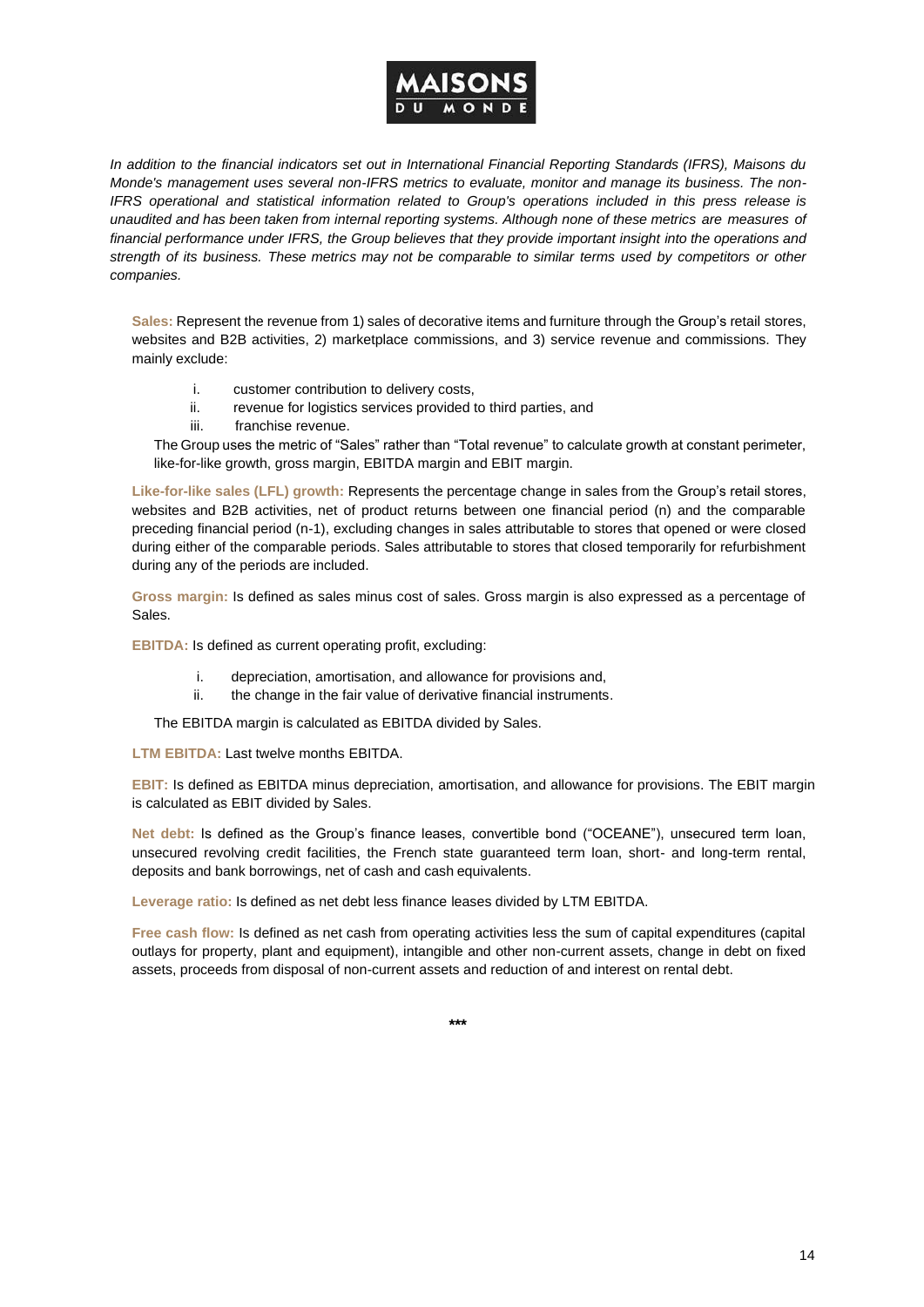MAISONS DU MONDE

*In addition to the financial indicators set out in International Financial Reporting Standards (IFRS), Maisons du Monde's management uses several non-IFRS metrics to evaluate, monitor and manage its business. The non-IFRS operational and statistical information related to Group's operations included in this press release is unaudited and has been taken from internal reporting systems. Although none of these metrics are measures of financial performance under IFRS, the Group believes that they provide important insight into the operations and strength of its business. These metrics may not be comparable to similar terms used by competitors or other companies.*

**Sales:** Represent the revenue from 1) sales of decorative items and furniture through the Group's retail stores, websites and B2B activities, 2) marketplace commissions, and 3) service revenue and commissions. They mainly exclude:

i. customer contribution to delivery costs,
ii. revenue for logistics services provided to third parties, and
iii. franchise revenue.

The Group uses the metric of "Sales" rather than "Total revenue" to calculate growth at constant perimeter, like-for-like growth, gross margin, EBITDA margin and EBIT margin.

**Like-for-like sales (LFL) growth:** Represents the percentage change in sales from the Group's retail stores, websites and B2B activities, net of product returns between one financial period (n) and the comparable preceding financial period (n-1), excluding changes in sales attributable to stores that opened or were closed during either of the comparable periods. Sales attributable to stores that closed temporarily for refurbishment during any of the periods are included.

**Gross margin:** Is defined as sales minus cost of sales. Gross margin is also expressed as a percentage of Sales.

**EBITDA:** Is defined as current operating profit, excluding:

i. depreciation, amortisation, and allowance for provisions and,
ii. the change in the fair value of derivative financial instruments.

The EBITDA margin is calculated as EBITDA divided by Sales.

**LTM EBITDA:** Last twelve months EBITDA.

**EBIT:** Is defined as EBITDA minus depreciation, amortisation, and allowance for provisions. The EBIT margin is calculated as EBIT divided by Sales.

**Net debt:** Is defined as the Group's finance leases, convertible bond ("OCEANE"), unsecured term loan, unsecured revolving credit facilities, the French state guaranteed term loan, short- and long-term rental, deposits and bank borrowings, net of cash and cash equivalents.

**Leverage ratio:** Is defined as net debt less finance leases divided by LTM EBITDA.

**Free cash flow:** Is defined as net cash from operating activities less the sum of capital expenditures (capital outlays for property, plant and equipment), intangible and other non-current assets, change in debt on fixed assets, proceeds from disposal of non-current assets and reduction of and interest on rental debt.

***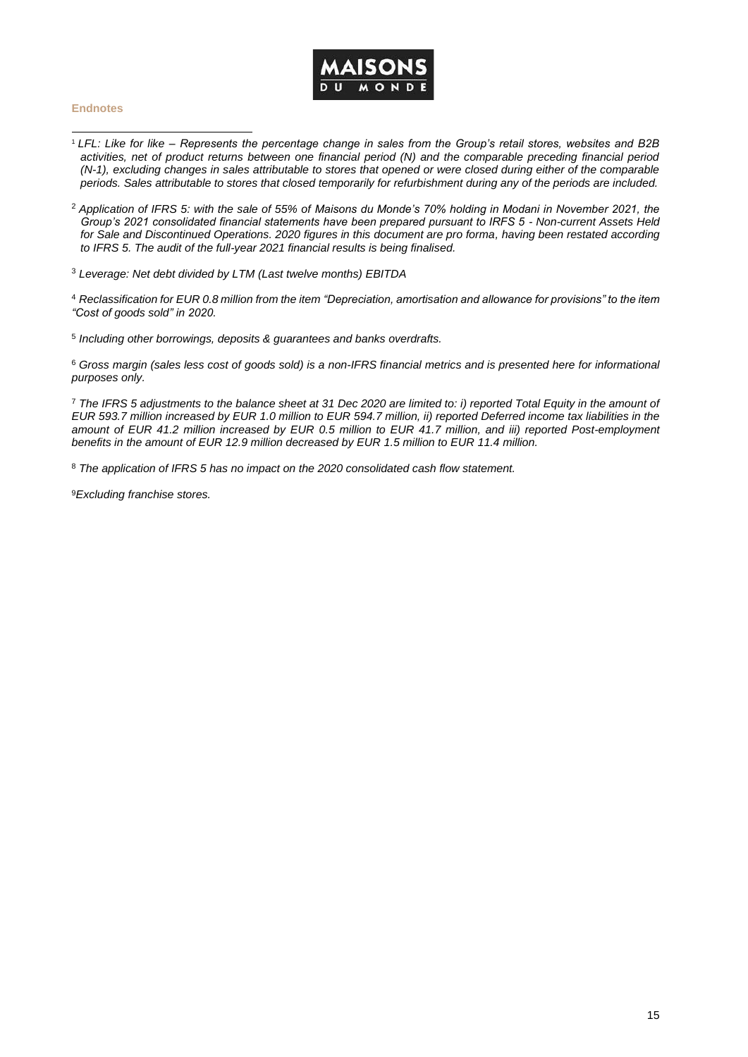**Endnotes**

[1] *LFL: Like for like – Represents the percentage change in sales from the Group's retail stores, websites and B2B activities, net of product returns between one financial period (N) and the comparable preceding financial period (N-1), excluding changes in sales attributable to stores that opened or were closed during either of the comparable periods. Sales attributable to stores that closed temporarily for refurbishment during any of the periods are included.*

[2] *Application of IFRS 5: with the sale of 55% of Maisons du Monde's 70% holding in Modani in November 2021, the Group's 2021 consolidated financial statements have been prepared pursuant to IRFS 5 - Non-current Assets Held for Sale and Discontinued Operations. 2020 figures in this document are pro forma, having been restated according to IFRS 5. The audit of the full-year 2021 financial results is being finalised.*

[3] *Leverage: Net debt divided by LTM (Last twelve months) EBITDA*

[4] *Reclassification for EUR 0.8 million from the item "Depreciation, amortisation and allowance for provisions" to the item "Cost of goods sold" in 2020.*

[5] *Including other borrowings, deposits & guarantees and banks overdrafts.*

[6] *Gross margin (sales less cost of goods sold) is a non-IFRS financial metrics and is presented here for informational purposes only.*

[7] *The IFRS 5 adjustments to the balance sheet at 31 Dec 2020 are limited to: i) reported Total Equity in the amount of EUR 593.7 million increased by EUR 1.0 million to EUR 594.7 million, ii) reported Deferred income tax liabilities in the amount of EUR 41.2 million increased by EUR 0.5 million to EUR 41.7 million, and iii) reported Post-employment benefits in the amount of EUR 12.9 million decreased by EUR 1.5 million to EUR 11.4 million.*

[8] *The application of IFRS 5 has no impact on the 2020 consolidated cash flow statement.*

[9] *Excluding franchise stores.*